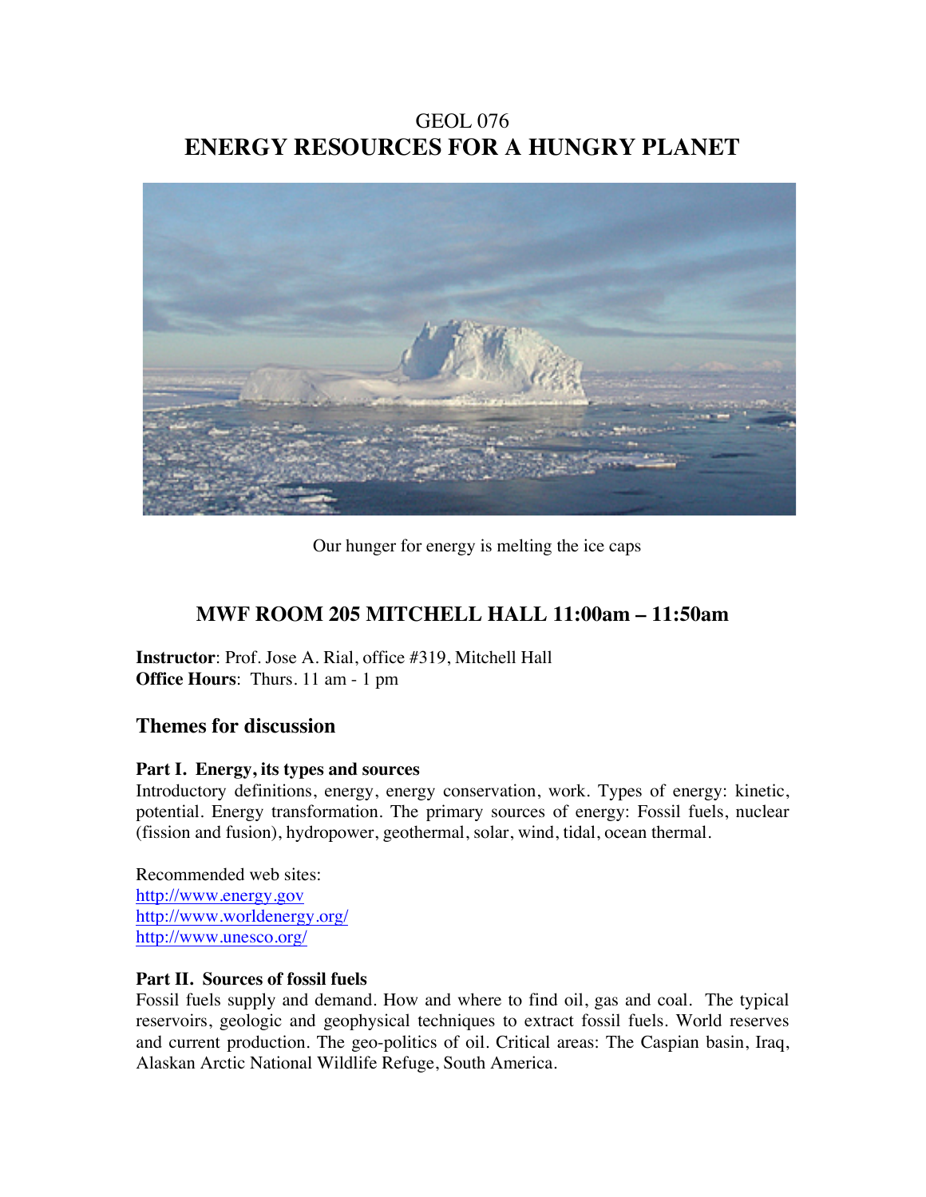# GEOL 076
# ENERGY RESOURCES FOR A HUNGRY PLANET

Our hunger for energy is melting the ice caps

## MWF ROOM 205 MITCHELL HALL 11:00am – 11:50am

**Instructor**: Prof. Jose A. Rial, office #319, Mitchell Hall
**Office Hours**: Thurs. 11 am - 1 pm

## Themes for discussion

### Part I. Energy, its types and sources

Introductory definitions, energy, energy conservation, work. Types of energy: kinetic, potential. Energy transformation. The primary sources of energy: Fossil fuels, nuclear (fission and fusion), hydropower, geothermal, solar, wind, tidal, ocean thermal.

Recommended web sites:
http://www.energy.gov
http://www.worldenergy.org/
http://www.unesco.org/

### Part II. Sources of fossil fuels

Fossil fuels supply and demand. How and where to find oil, gas and coal. The typical reservoirs, geologic and geophysical techniques to extract fossil fuels. World reserves and current production. The geo-politics of oil. Critical areas: The Caspian basin, Iraq, Alaskan Arctic National Wildlife Refuge, South America.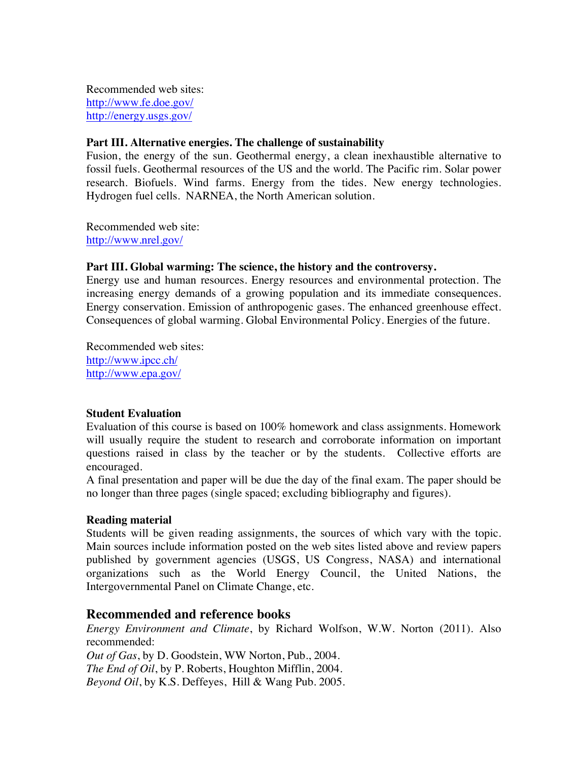Recommended web sites:
http://www.fe.doe.gov/
http://energy.usgs.gov/

**Part III. Alternative energies. The challenge of sustainability**
Fusion, the energy of the sun. Geothermal energy, a clean inexhaustible alternative to fossil fuels. Geothermal resources of the US and the world. The Pacific rim. Solar power research. Biofuels. Wind farms. Energy from the tides. New energy technologies. Hydrogen fuel cells. NARNEA, the North American solution.

Recommended web site:
http://www.nrel.gov/

**Part III. Global warming: The science, the history and the controversy.**
Energy use and human resources. Energy resources and environmental protection. The increasing energy demands of a growing population and its immediate consequences. Energy conservation. Emission of anthropogenic gases. The enhanced greenhouse effect. Consequences of global warming. Global Environmental Policy. Energies of the future.

Recommended web sites:
http://www.ipcc.ch/
http://www.epa.gov/

**Student Evaluation**
Evaluation of this course is based on 100% homework and class assignments. Homework will usually require the student to research and corroborate information on important questions raised in class by the teacher or by the students. Collective efforts are encouraged.
A final presentation and paper will be due the day of the final exam. The paper should be no longer than three pages (single spaced; excluding bibliography and figures).

**Reading material**
Students will be given reading assignments, the sources of which vary with the topic. Main sources include information posted on the web sites listed above and review papers published by government agencies (USGS, US Congress, NASA) and international organizations such as the World Energy Council, the United Nations, the Intergovernmental Panel on Climate Change, etc.

## Recommended and reference books

*Energy Environment and Climate*, by Richard Wolfson, W.W. Norton (2011). Also recommended:
*Out of Gas*, by D. Goodstein, WW Norton, Pub., 2004.
*The End of Oil*, by P. Roberts, Houghton Mifflin, 2004.
*Beyond Oil*, by K.S. Deffeyes, Hill & Wang Pub. 2005.